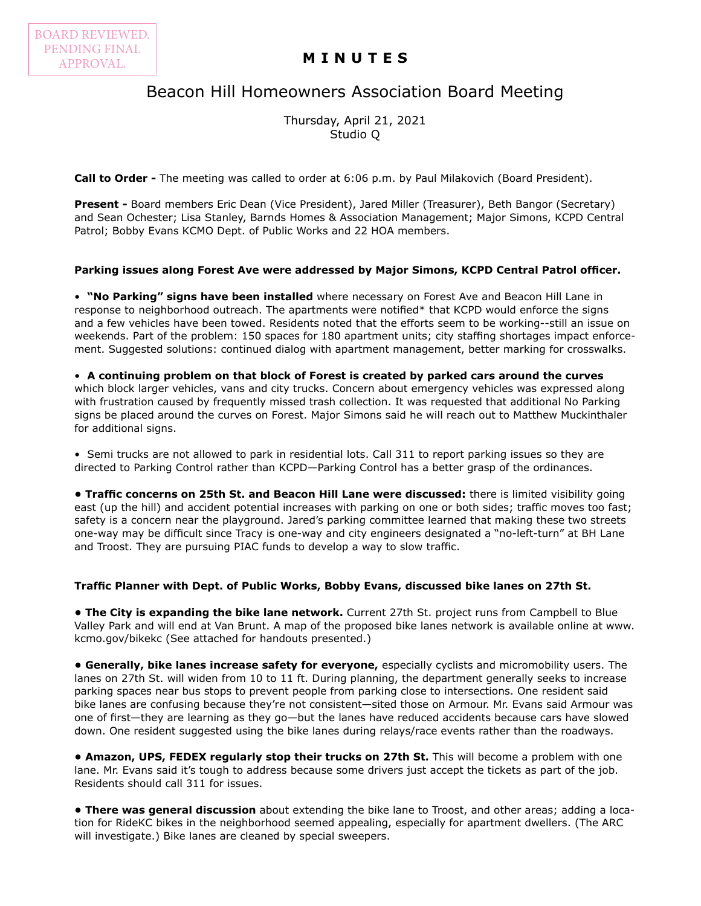BOARD REVIEWED. PENDING FINAL APPROVAL.

# M I N U T E S

## Beacon Hill Homeowners Association Board Meeting

Thursday, April 21, 2021
Studio Q

**Call to Order -** The meeting was called to order at 6:06 p.m. by Paul Milakovich (Board President).

**Present -** Board members Eric Dean (Vice President), Jared Miller (Treasurer), Beth Bangor (Secretary) and Sean Ochester; Lisa Stanley, Barnds Homes & Association Management; Major Simons, KCPD Central Patrol; Bobby Evans KCMO Dept. of Public Works and 22 HOA members.

**Parking issues along Forest Ave were addressed by Major Simons, KCPD Central Patrol officer.**

- **"No Parking" signs have been installed** where necessary on Forest Ave and Beacon Hill Lane in response to neighborhood outreach. The apartments were notified* that KCPD would enforce the signs and a few vehicles have been towed. Residents noted that the efforts seem to be working--still an issue on weekends. Part of the problem: 150 spaces for 180 apartment units; city staffing shortages impact enforcement. Suggested solutions: continued dialog with apartment management, better marking for crosswalks.

- **A continuing problem on that block of Forest is created by parked cars around the curves** which block larger vehicles, vans and city trucks. Concern about emergency vehicles was expressed along with frustration caused by frequently missed trash collection. It was requested that additional No Parking signs be placed around the curves on Forest. Major Simons said he will reach out to Matthew Muckinthaler for additional signs.

- Semi trucks are not allowed to park in residential lots. Call 311 to report parking issues so they are directed to Parking Control rather than KCPD—Parking Control has a better grasp of the ordinances.

- **Traffic concerns on 25th St. and Beacon Hill Lane were discussed:** there is limited visibility going east (up the hill) and accident potential increases with parking on one or both sides; traffic moves too fast; safety is a concern near the playground. Jared's parking committee learned that making these two streets one-way may be difficult since Tracy is one-way and city engineers designated a "no-left-turn" at BH Lane and Troost. They are pursuing PIAC funds to develop a way to slow traffic.

**Traffic Planner with Dept. of Public Works, Bobby Evans, discussed bike lanes on 27th St.**

- **The City is expanding the bike lane network.** Current 27th St. project runs from Campbell to Blue Valley Park and will end at Van Brunt. A map of the proposed bike lanes network is available online at www.kcmo.gov/bikekc (See attached for handouts presented.)

- **Generally, bike lanes increase safety for everyone,** especially cyclists and micromobility users. The lanes on 27th St. will widen from 10 to 11 ft. During planning, the department generally seeks to increase parking spaces near bus stops to prevent people from parking close to intersections. One resident said bike lanes are confusing because they're not consistent—sited those on Armour. Mr. Evans said Armour was one of first—they are learning as they go—but the lanes have reduced accidents because cars have slowed down. One resident suggested using the bike lanes during relays/race events rather than the roadways.

- **Amazon, UPS, FEDEX regularly stop their trucks on 27th St.** This will become a problem with one lane. Mr. Evans said it's tough to address because some drivers just accept the tickets as part of the job. Residents should call 311 for issues.

- **There was general discussion** about extending the bike lane to Troost, and other areas; adding a location for RideKC bikes in the neighborhood seemed appealing, especially for apartment dwellers. (The ARC will investigate.) Bike lanes are cleaned by special sweepers.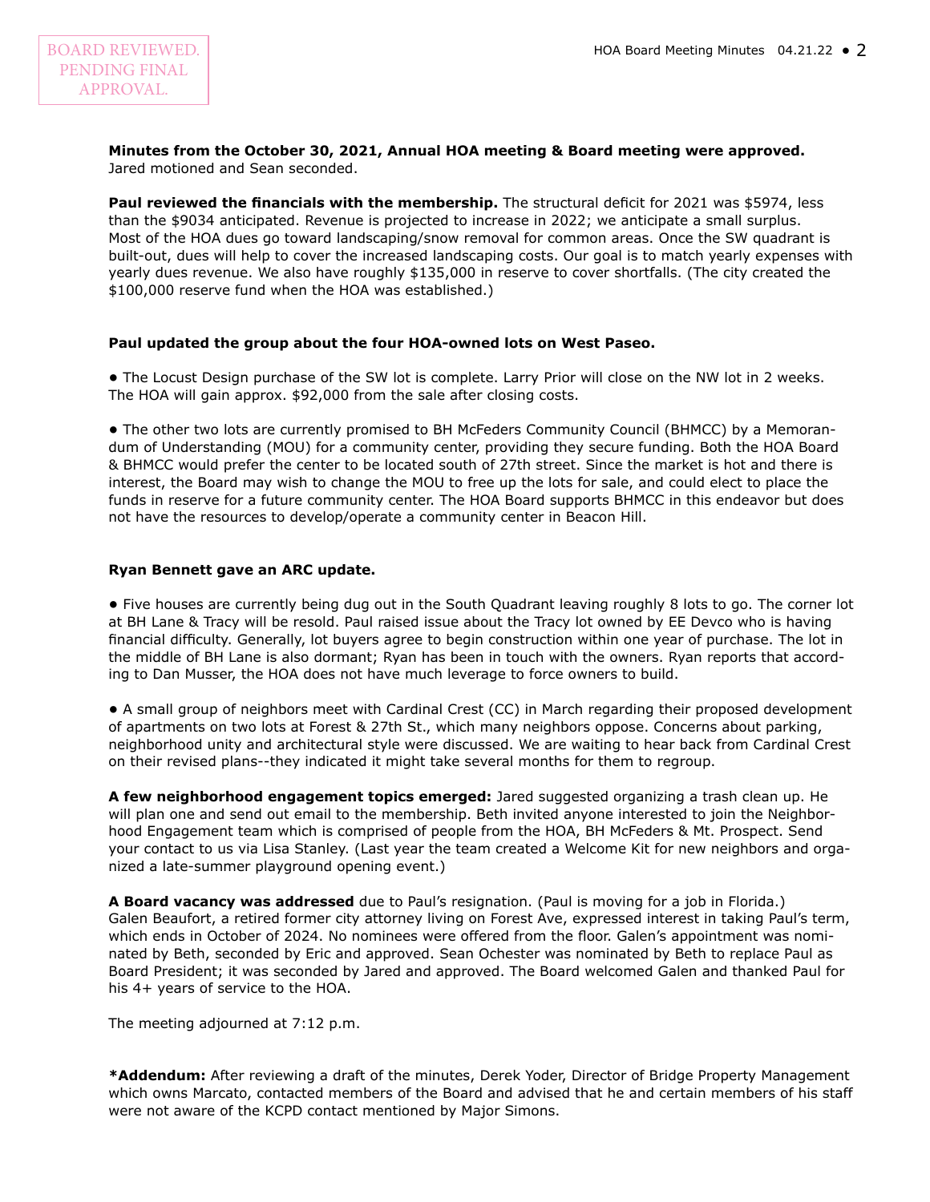BOARD REVIEWED. PENDING FINAL APPROVAL.

**Minutes from the October 30, 2021, Annual HOA meeting & Board meeting were approved.** Jared motioned and Sean seconded.

**Paul reviewed the financials with the membership.** The structural deficit for 2021 was $5974, less than the $9034 anticipated. Revenue is projected to increase in 2022; we anticipate a small surplus. Most of the HOA dues go toward landscaping/snow removal for common areas. Once the SW quadrant is built-out, dues will help to cover the increased landscaping costs. Our goal is to match yearly expenses with yearly dues revenue. We also have roughly $135,000 in reserve to cover shortfalls. (The city created the $100,000 reserve fund when the HOA was established.)

**Paul updated the group about the four HOA-owned lots on West Paseo.**

- The Locust Design purchase of the SW lot is complete. Larry Prior will close on the NW lot in 2 weeks. The HOA will gain approx. $92,000 from the sale after closing costs.

- The other two lots are currently promised to BH McFeders Community Council (BHMCC) by a Memorandum of Understanding (MOU) for a community center, providing they secure funding. Both the HOA Board & BHMCC would prefer the center to be located south of 27th street. Since the market is hot and there is interest, the Board may wish to change the MOU to free up the lots for sale, and could elect to place the funds in reserve for a future community center. The HOA Board supports BHMCC in this endeavor but does not have the resources to develop/operate a community center in Beacon Hill.

**Ryan Bennett gave an ARC update.**

- Five houses are currently being dug out in the South Quadrant leaving roughly 8 lots to go. The corner lot at BH Lane & Tracy will be resold. Paul raised issue about the Tracy lot owned by EE Devco who is having financial difficulty. Generally, lot buyers agree to begin construction within one year of purchase. The lot in the middle of BH Lane is also dormant; Ryan has been in touch with the owners. Ryan reports that according to Dan Musser, the HOA does not have much leverage to force owners to build.

- A small group of neighbors meet with Cardinal Crest (CC) in March regarding their proposed development of apartments on two lots at Forest & 27th St., which many neighbors oppose. Concerns about parking, neighborhood unity and architectural style were discussed. We are waiting to hear back from Cardinal Crest on their revised plans--they indicated it might take several months for them to regroup.

**A few neighborhood engagement topics emerged:** Jared suggested organizing a trash clean up. He will plan one and send out email to the membership. Beth invited anyone interested to join the Neighborhood Engagement team which is comprised of people from the HOA, BH McFeders & Mt. Prospect. Send your contact to us via Lisa Stanley. (Last year the team created a Welcome Kit for new neighbors and organized a late-summer playground opening event.)

**A Board vacancy was addressed** due to Paul's resignation. (Paul is moving for a job in Florida.) Galen Beaufort, a retired former city attorney living on Forest Ave, expressed interest in taking Paul's term, which ends in October of 2024. No nominees were offered from the floor. Galen's appointment was nominated by Beth, seconded by Eric and approved. Sean Ochester was nominated by Beth to replace Paul as Board President; it was seconded by Jared and approved. The Board welcomed Galen and thanked Paul for his 4+ years of service to the HOA.

The meeting adjourned at 7:12 p.m.

***Addendum:** After reviewing a draft of the minutes, Derek Yoder, Director of Bridge Property Management which owns Marcato, contacted members of the Board and advised that he and certain members of his staff were not aware of the KCPD contact mentioned by Major Simons.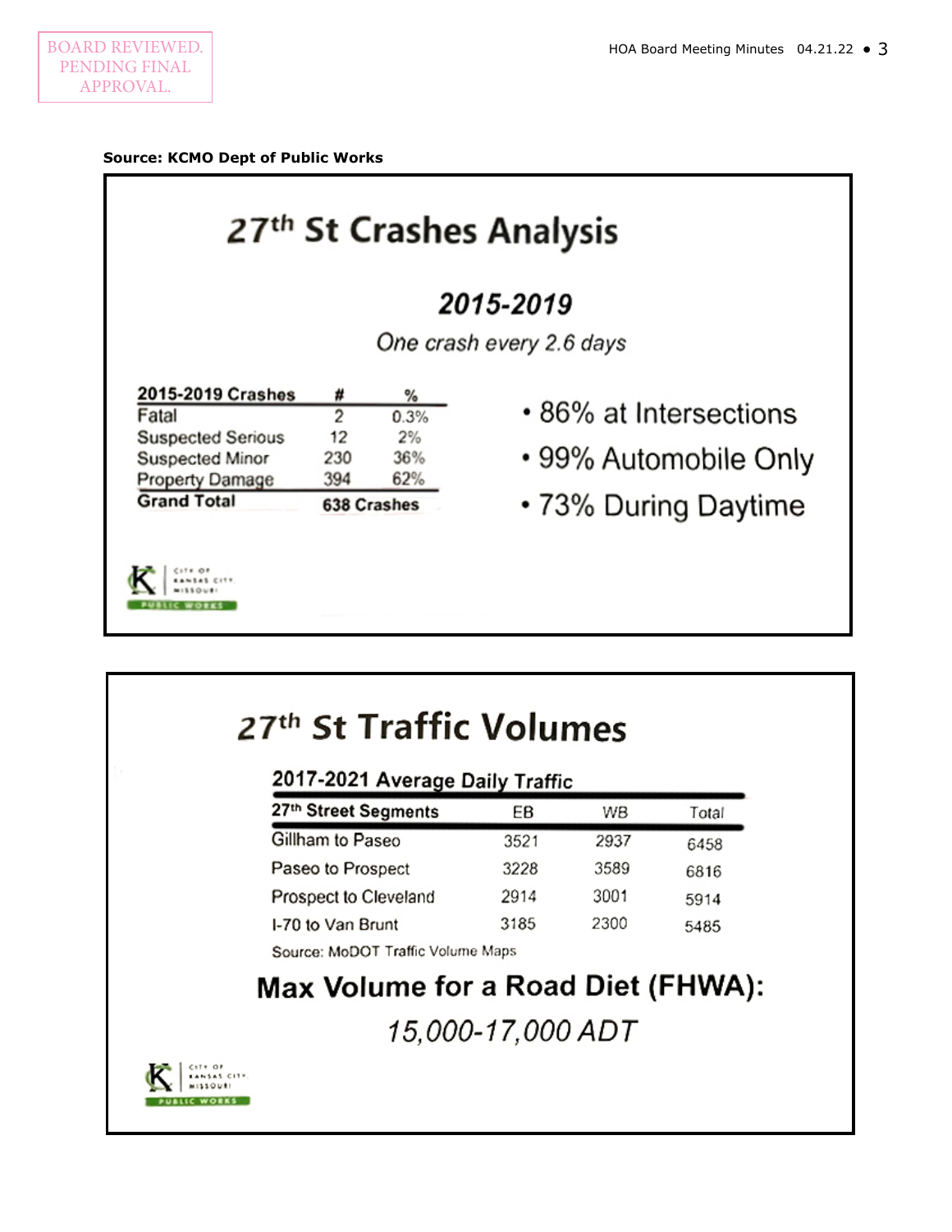BOARD REVIEWED. PENDING FINAL APPROVAL.

**Source: KCMO Dept of Public Works**

## 27th St Crashes Analysis

### *2015-2019*

*One crash every 2.6 days*

| 2015-2019 Crashes | # | % |
|---|---|---|
| Fatal | 2 | 0.3% |
| Suspected Serious | 12 | 2% |
| Suspected Minor | 230 | 36% |
| Property Damage | 394 | 62% |
| **Grand Total** | **638 Crashes** | |

- 86% at Intersections
- 99% Automobile Only
- 73% During Daytime

CITY OF KANSAS CITY MISSOURI PUBLIC WORKS

## 27th St Traffic Volumes

**2017-2021 Average Daily Traffic**

| 27th Street Segments | EB | WB | Total |
|---|---|---|---|
| Gillham to Paseo | 3521 | 2937 | 6458 |
| Paseo to Prospect | 3228 | 3589 | 6816 |
| Prospect to Cleveland | 2914 | 3001 | 5914 |
| I-70 to Van Brunt | 3185 | 2300 | 5485 |

Source: MoDOT Traffic Volume Maps

**Max Volume for a Road Diet (FHWA):**

*15,000-17,000 ADT*

CITY OF KANSAS CITY MISSOURI PUBLIC WORKS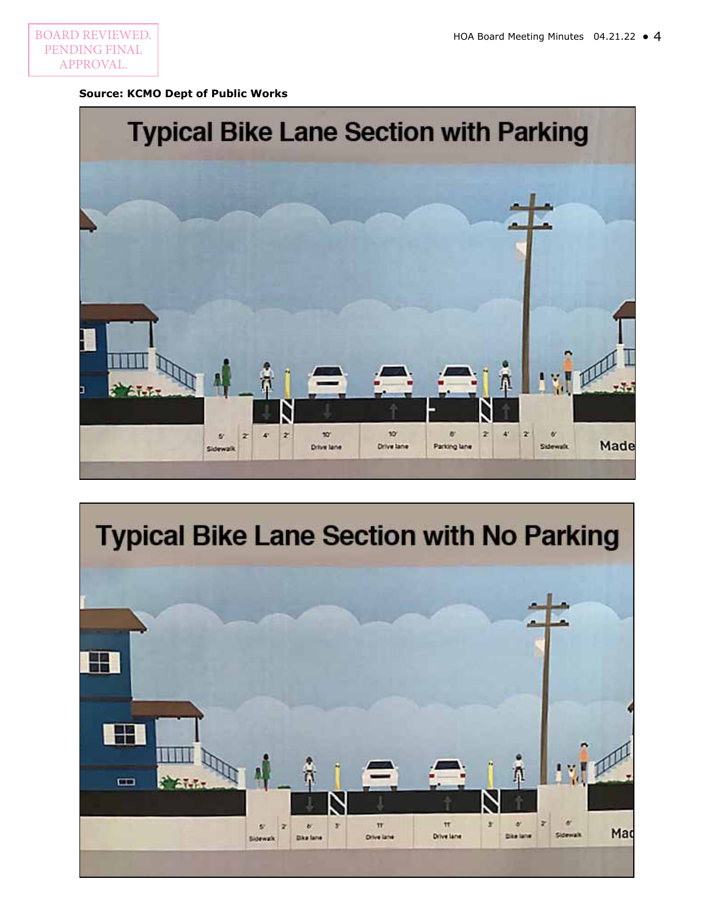**Source: KCMO Dept of Public Works**

Typical Bike Lane Section with Parking

5' Sidewalk
2'
4'
2'
10' Drive lane
10' Drive lane
8' Parking lane
2'
4'
2'
6' Sidewalk

Made

Typical Bike Lane Section with No Parking

5' Sidewalk
2'
6' Bike lane
3'
11' Drive lane
11' Drive lane
3'
6' Bike lane
2'
6' Sidewalk

Mad